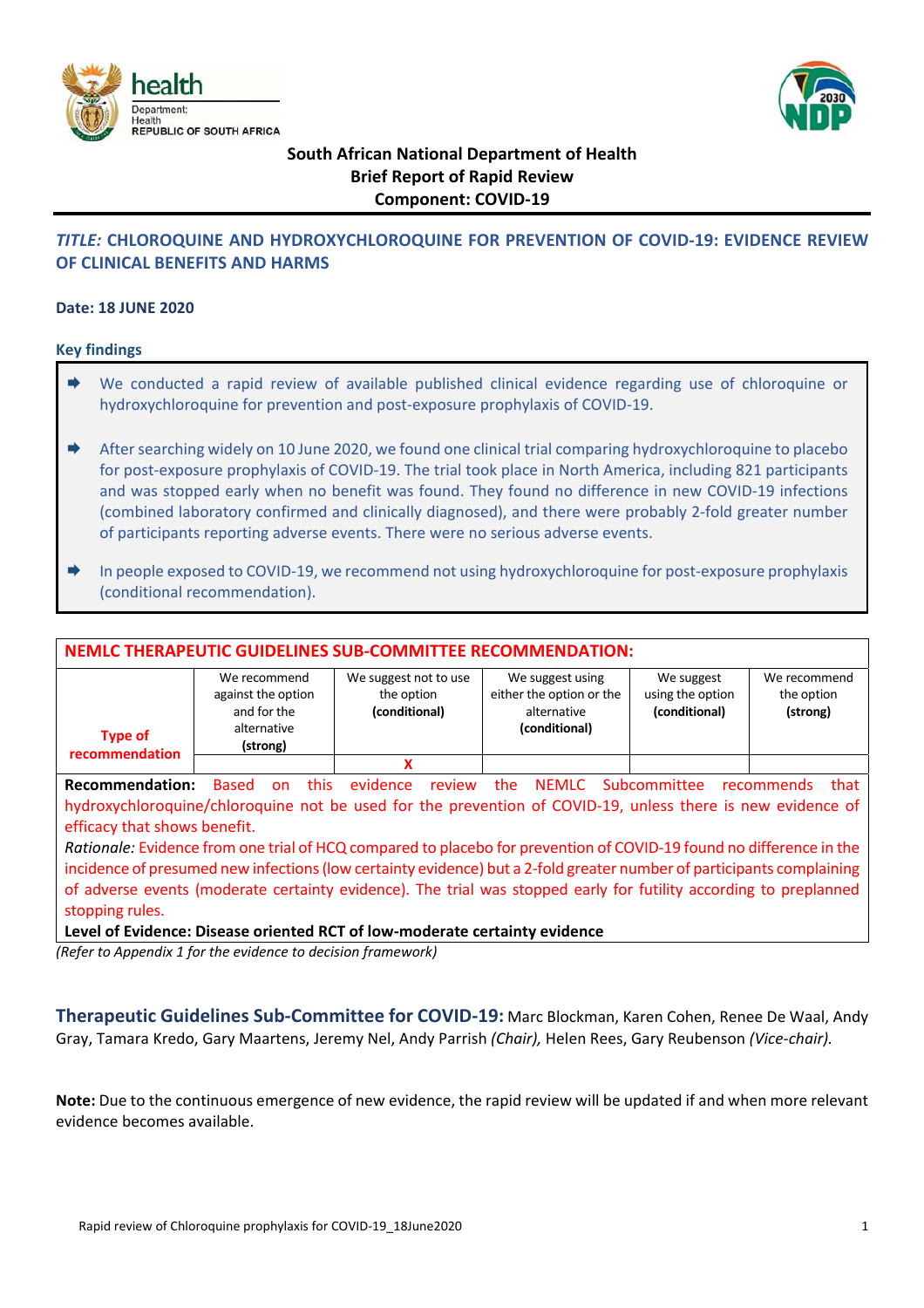**South African National Department of Health**
**Brief Report of Rapid Review**
**Component: COVID-19**

## *TITLE:* CHLOROQUINE AND HYDROXYCHLOROQUINE FOR PREVENTION OF COVID-19: EVIDENCE REVIEW OF CLINICAL BENEFITS AND HARMS

**Date: 18 JUNE 2020**

### Key findings

- We conducted a rapid review of available published clinical evidence regarding use of chloroquine or hydroxychloroquine for prevention and post-exposure prophylaxis of COVID-19.
- After searching widely on 10 June 2020, we found one clinical trial comparing hydroxychloroquine to placebo for post-exposure prophylaxis of COVID-19. The trial took place in North America, including 821 participants and was stopped early when no benefit was found. They found no difference in new COVID-19 infections (combined laboratory confirmed and clinically diagnosed), and there were probably 2-fold greater number of participants reporting adverse events. There were no serious adverse events.
- In people exposed to COVID-19, we recommend not using hydroxychloroquine for post-exposure prophylaxis (conditional recommendation).

| NEMLC THERAPEUTIC GUIDELINES SUB-COMMITTEE RECOMMENDATION: | | | | | |
|---|---|---|---|---|---|
| **Type of recommendation** | We recommend against the option and for the alternative **(strong)** | We suggest not to use the option **(conditional)** | We suggest using either the option or the alternative **(conditional)** | We suggest using the option **(conditional)** | We recommend the option **(strong)** |
| | | X | | | |

**Recommendation:** Based on this evidence review the NEMLC Subcommittee recommends that hydroxychloroquine/chloroquine not be used for the prevention of COVID-19, unless there is new evidence of efficacy that shows benefit.

*Rationale:* Evidence from one trial of HCQ compared to placebo for prevention of COVID-19 found no difference in the incidence of presumed new infections (low certainty evidence) but a 2-fold greater number of participants complaining of adverse events (moderate certainty evidence). The trial was stopped early for futility according to preplanned stopping rules.

**Level of Evidence: Disease oriented RCT of low-moderate certainty evidence**

*(Refer to Appendix 1 for the evidence to decision framework)*

**Therapeutic Guidelines Sub-Committee for COVID-19:** Marc Blockman, Karen Cohen, Renee De Waal, Andy Gray, Tamara Kredo, Gary Maartens, Jeremy Nel, Andy Parrish *(Chair),* Helen Rees, Gary Reubenson *(Vice-chair).*

**Note:** Due to the continuous emergence of new evidence, the rapid review will be updated if and when more relevant evidence becomes available.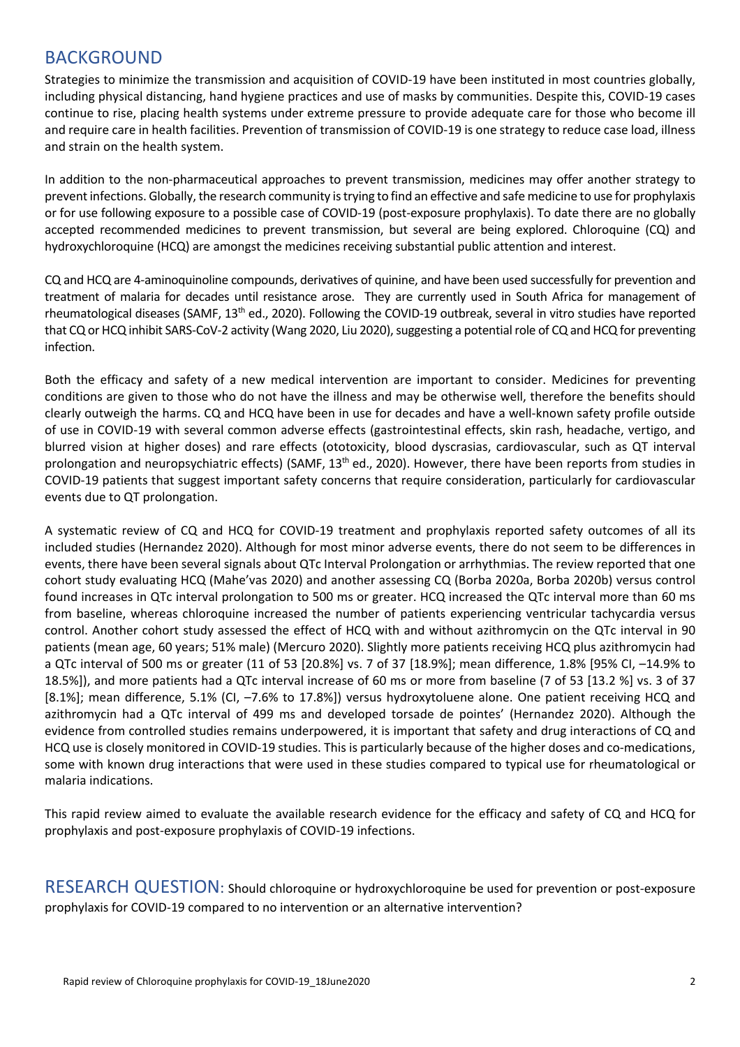## BACKGROUND

Strategies to minimize the transmission and acquisition of COVID-19 have been instituted in most countries globally, including physical distancing, hand hygiene practices and use of masks by communities. Despite this, COVID-19 cases continue to rise, placing health systems under extreme pressure to provide adequate care for those who become ill and require care in health facilities. Prevention of transmission of COVID-19 is one strategy to reduce case load, illness and strain on the health system.

In addition to the non-pharmaceutical approaches to prevent transmission, medicines may offer another strategy to prevent infections. Globally, the research community is trying to find an effective and safe medicine to use for prophylaxis or for use following exposure to a possible case of COVID-19 (post-exposure prophylaxis). To date there are no globally accepted recommended medicines to prevent transmission, but several are being explored. Chloroquine (CQ) and hydroxychloroquine (HCQ) are amongst the medicines receiving substantial public attention and interest.

CQ and HCQ are 4-aminoquinoline compounds, derivatives of quinine, and have been used successfully for prevention and treatment of malaria for decades until resistance arose. They are currently used in South Africa for management of rheumatological diseases (SAMF, 13th ed., 2020). Following the COVID-19 outbreak, several in vitro studies have reported that CQ or HCQ inhibit SARS-CoV-2 activity (Wang 2020, Liu 2020), suggesting a potential role of CQ and HCQ for preventing infection.

Both the efficacy and safety of a new medical intervention are important to consider. Medicines for preventing conditions are given to those who do not have the illness and may be otherwise well, therefore the benefits should clearly outweigh the harms. CQ and HCQ have been in use for decades and have a well-known safety profile outside of use in COVID-19 with several common adverse effects (gastrointestinal effects, skin rash, headache, vertigo, and blurred vision at higher doses) and rare effects (ototoxicity, blood dyscrasias, cardiovascular, such as QT interval prolongation and neuropsychiatric effects) (SAMF, 13th ed., 2020). However, there have been reports from studies in COVID-19 patients that suggest important safety concerns that require consideration, particularly for cardiovascular events due to QT prolongation.

A systematic review of CQ and HCQ for COVID-19 treatment and prophylaxis reported safety outcomes of all its included studies (Hernandez 2020). Although for most minor adverse events, there do not seem to be differences in events, there have been several signals about QTc Interval Prolongation or arrhythmias. The review reported that one cohort study evaluating HCQ (Mahe'vas 2020) and another assessing CQ (Borba 2020a, Borba 2020b) versus control found increases in QTc interval prolongation to 500 ms or greater. HCQ increased the QTc interval more than 60 ms from baseline, whereas chloroquine increased the number of patients experiencing ventricular tachycardia versus control. Another cohort study assessed the effect of HCQ with and without azithromycin on the QTc interval in 90 patients (mean age, 60 years; 51% male) (Mercuro 2020). Slightly more patients receiving HCQ plus azithromycin had a QTc interval of 500 ms or greater (11 of 53 [20.8%] vs. 7 of 37 [18.9%]; mean difference, 1.8% [95% CI, –14.9% to 18.5%]), and more patients had a QTc interval increase of 60 ms or more from baseline (7 of 53 [13.2 %] vs. 3 of 37 [8.1%]; mean difference, 5.1% (CI, –7.6% to 17.8%]) versus hydroxytoluene alone. One patient receiving HCQ and azithromycin had a QTc interval of 499 ms and developed torsade de pointes' (Hernandez 2020). Although the evidence from controlled studies remains underpowered, it is important that safety and drug interactions of CQ and HCQ use is closely monitored in COVID-19 studies. This is particularly because of the higher doses and co-medications, some with known drug interactions that were used in these studies compared to typical use for rheumatological or malaria indications.

This rapid review aimed to evaluate the available research evidence for the efficacy and safety of CQ and HCQ for prophylaxis and post-exposure prophylaxis of COVID-19 infections.

## RESEARCH QUESTION: 

Should chloroquine or hydroxychloroquine be used for prevention or post-exposure prophylaxis for COVID-19 compared to no intervention or an alternative intervention?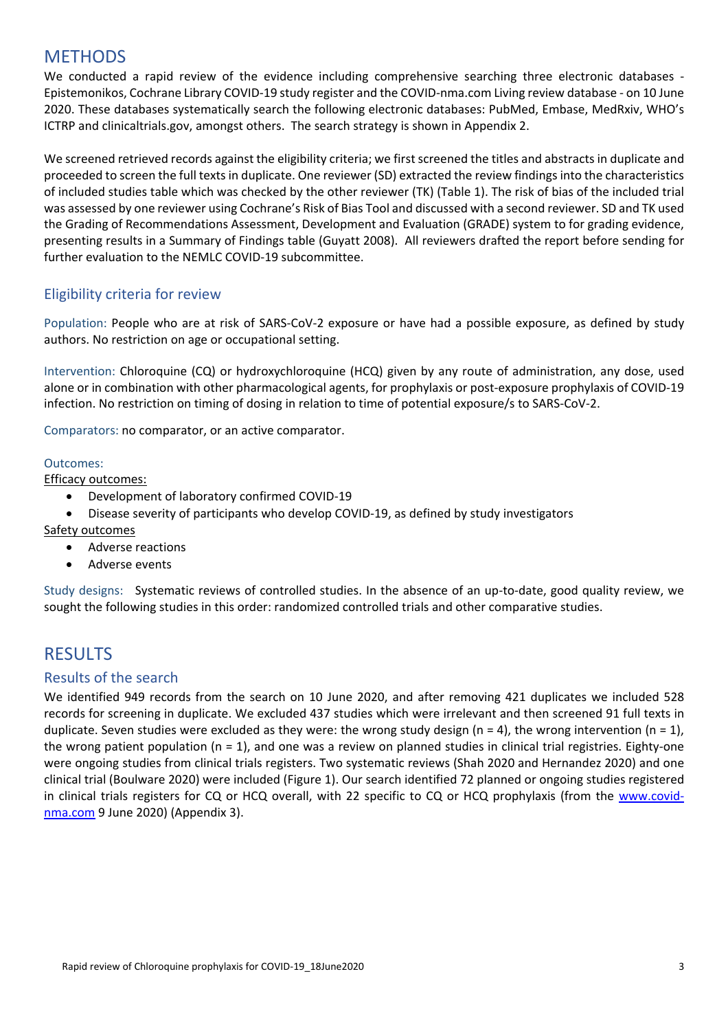# METHODS

We conducted a rapid review of the evidence including comprehensive searching three electronic databases - Epistemonikos, Cochrane Library COVID-19 study register and the COVID-nma.com Living review database - on 10 June 2020. These databases systematically search the following electronic databases: PubMed, Embase, MedRxiv, WHO's ICTRP and clinicaltrials.gov, amongst others. The search strategy is shown in Appendix 2.

We screened retrieved records against the eligibility criteria; we first screened the titles and abstracts in duplicate and proceeded to screen the full texts in duplicate. One reviewer (SD) extracted the review findings into the characteristics of included studies table which was checked by the other reviewer (TK) (Table 1). The risk of bias of the included trial was assessed by one reviewer using Cochrane's Risk of Bias Tool and discussed with a second reviewer. SD and TK used the Grading of Recommendations Assessment, Development and Evaluation (GRADE) system to for grading evidence, presenting results in a Summary of Findings table (Guyatt 2008). All reviewers drafted the report before sending for further evaluation to the NEMLC COVID-19 subcommittee.

## Eligibility criteria for review

Population: People who are at risk of SARS-CoV-2 exposure or have had a possible exposure, as defined by study authors. No restriction on age or occupational setting.

Intervention: Chloroquine (CQ) or hydroxychloroquine (HCQ) given by any route of administration, any dose, used alone or in combination with other pharmacological agents, for prophylaxis or post-exposure prophylaxis of COVID-19 infection. No restriction on timing of dosing in relation to time of potential exposure/s to SARS-CoV-2.

Comparators: no comparator, or an active comparator.

Outcomes:

Efficacy outcomes:

- Development of laboratory confirmed COVID-19
- Disease severity of participants who develop COVID-19, as defined by study investigators

Safety outcomes

- Adverse reactions
- Adverse events

Study designs: Systematic reviews of controlled studies. In the absence of an up-to-date, good quality review, we sought the following studies in this order: randomized controlled trials and other comparative studies.

# RESULTS

## Results of the search

We identified 949 records from the search on 10 June 2020, and after removing 421 duplicates we included 528 records for screening in duplicate. We excluded 437 studies which were irrelevant and then screened 91 full texts in duplicate. Seven studies were excluded as they were: the wrong study design (n = 4), the wrong intervention (n = 1), the wrong patient population (n = 1), and one was a review on planned studies in clinical trial registries. Eighty-one were ongoing studies from clinical trials registers. Two systematic reviews (Shah 2020 and Hernandez 2020) and one clinical trial (Boulware 2020) were included (Figure 1). Our search identified 72 planned or ongoing studies registered in clinical trials registers for CQ or HCQ overall, with 22 specific to CQ or HCQ prophylaxis (from the www.covid-nma.com 9 June 2020) (Appendix 3).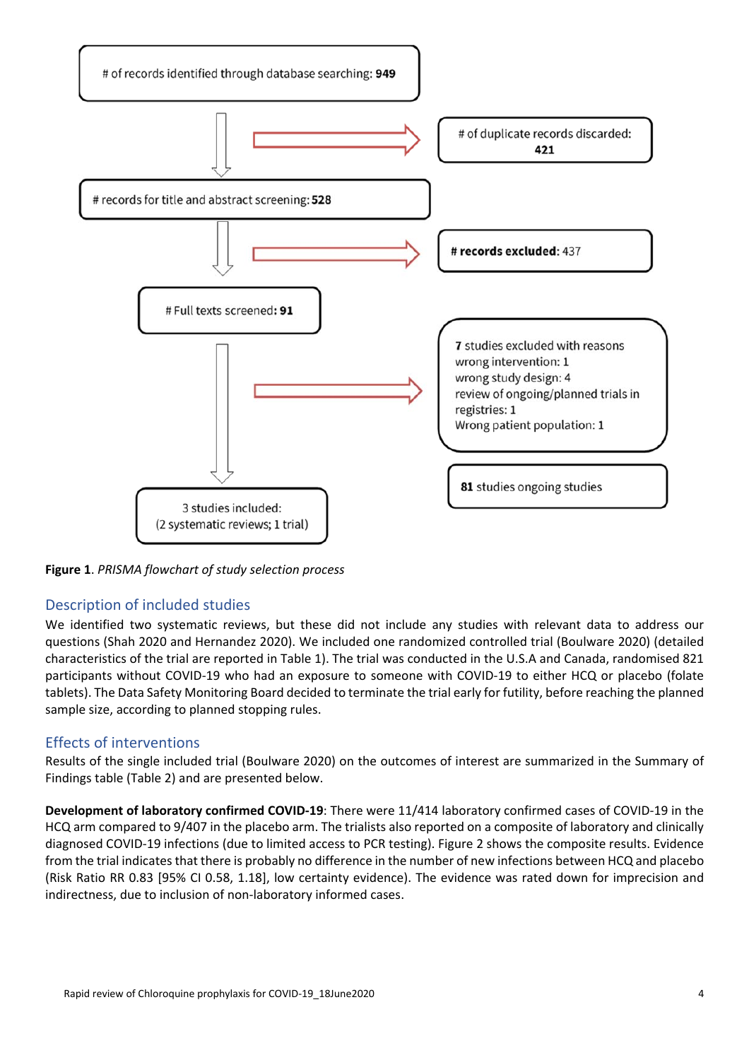# of records identified through database searching: **949**

# of duplicate records discarded: **421**

# records for title and abstract screening: **528**

# **records excluded**: 437

# Full texts screened: **91**

**7** studies excluded with reasons
wrong intervention: 1
wrong study design: 4
review of ongoing/planned trials in registries: 1
Wrong patient population: 1

**81** studies ongoing studies

3 studies included:
(2 systematic reviews; 1 trial)

**Figure 1**. *PRISMA flowchart of study selection process*

## Description of included studies

We identified two systematic reviews, but these did not include any studies with relevant data to address our questions (Shah 2020 and Hernandez 2020). We included one randomized controlled trial (Boulware 2020) (detailed characteristics of the trial are reported in Table 1). The trial was conducted in the U.S.A and Canada, randomised 821 participants without COVID-19 who had an exposure to someone with COVID-19 to either HCQ or placebo (folate tablets). The Data Safety Monitoring Board decided to terminate the trial early for futility, before reaching the planned sample size, according to planned stopping rules.

## Effects of interventions

Results of the single included trial (Boulware 2020) on the outcomes of interest are summarized in the Summary of Findings table (Table 2) and are presented below.

**Development of laboratory confirmed COVID-19**: There were 11/414 laboratory confirmed cases of COVID-19 in the HCQ arm compared to 9/407 in the placebo arm. The trialists also reported on a composite of laboratory and clinically diagnosed COVID-19 infections (due to limited access to PCR testing). Figure 2 shows the composite results. Evidence from the trial indicates that there is probably no difference in the number of new infections between HCQ and placebo (Risk Ratio RR 0.83 [95% CI 0.58, 1.18], low certainty evidence). The evidence was rated down for imprecision and indirectness, due to inclusion of non-laboratory informed cases.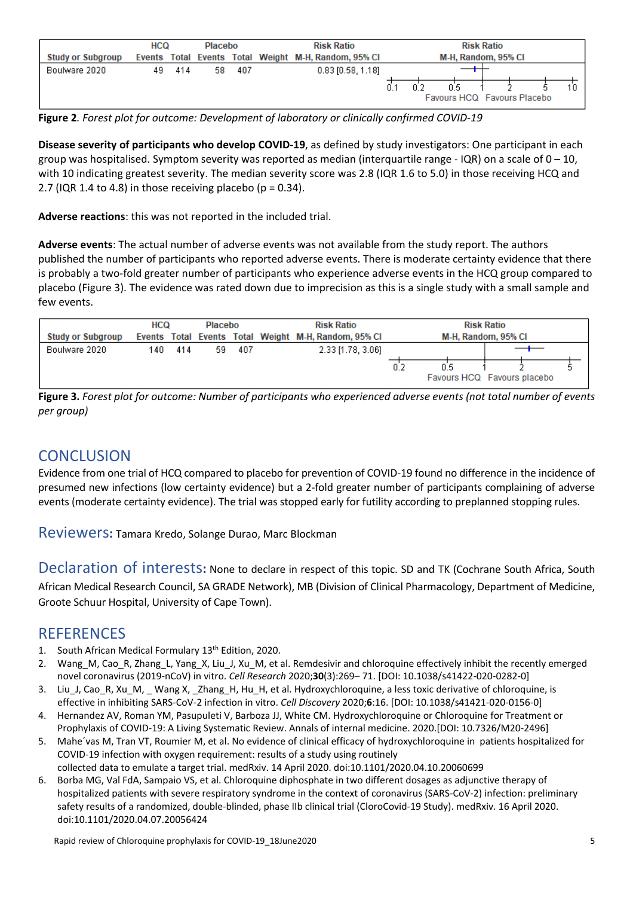| Study or Subgroup | HCQ | | Placebo | | Weight | Risk Ratio | Risk Ratio |
|---|---|---|---|---|---|---|---|
| | Events | Total | Events | Total | | M-H, Random, 95% CI | M-H, Random, 95% CI |
| Boulware 2020 | 49 | 414 | 58 | 407 | | 0.83 [0.58, 1.18] | |

Favours HCQ / Favours Placebo (axis: 0.1, 0.2, 0.5, 1, 2, 5, 10)

**Figure 2**. *Forest plot for outcome: Development of laboratory or clinically confirmed COVID-19*

**Disease severity of participants who develop COVID-19**, as defined by study investigators: One participant in each group was hospitalised. Symptom severity was reported as median (interquartile range - IQR) on a scale of 0 – 10, with 10 indicating greatest severity. The median severity score was 2.8 (IQR 1.6 to 5.0) in those receiving HCQ and 2.7 (IQR 1.4 to 4.8) in those receiving placebo (p = 0.34).

**Adverse reactions**: this was not reported in the included trial.

**Adverse events**: The actual number of adverse events was not available from the study report. The authors published the number of participants who reported adverse events. There is moderate certainty evidence that there is probably a two-fold greater number of participants who experience adverse events in the HCQ group compared to placebo (Figure 3). The evidence was rated down due to imprecision as this is a single study with a small sample and few events.

| Study or Subgroup | HCQ | | Placebo | | Weight | Risk Ratio | Risk Ratio |
|---|---|---|---|---|---|---|---|
| | Events | Total | Events | Total | | M-H, Random, 95% CI | M-H, Random, 95% CI |
| Boulware 2020 | 140 | 414 | 59 | 407 | | 2.33 [1.78, 3.06] | |

Favours HCQ / Favours placebo (axis: 0.2, 0.5, 1, 2, 5)

**Figure 3.** *Forest plot for outcome: Number of participants who experienced adverse events (not total number of events per group)*

## CONCLUSION

Evidence from one trial of HCQ compared to placebo for prevention of COVID-19 found no difference in the incidence of presumed new infections (low certainty evidence) but a 2-fold greater number of participants complaining of adverse events (moderate certainty evidence). The trial was stopped early for futility according to preplanned stopping rules.

## Reviewers: Tamara Kredo, Solange Durao, Marc Blockman

## Declaration of interests: None to declare in respect of this topic. SD and TK (Cochrane South Africa, South African Medical Research Council, SA GRADE Network), MB (Division of Clinical Pharmacology, Department of Medicine, Groote Schuur Hospital, University of Cape Town).

## REFERENCES

1. South African Medical Formulary 13th Edition, 2020.
2. Wang_M, Cao_R, Zhang_L, Yang_X, Liu_J, Xu_M, et al. Remdesivir and chloroquine effectively inhibit the recently emerged novel coronavirus (2019-nCoV) in vitro. *Cell Research* 2020;**30**(3):269– 71. [DOI: 10.1038/s41422-020-0282-0]
3. Liu_J, Cao_R, Xu_M, _ Wang X, _Zhang_H, Hu_H, et al. Hydroxychloroquine, a less toxic derivative of chloroquine, is effective in inhibiting SARS-CoV-2 infection in vitro. *Cell Discovery* 2020;**6**:16. [DOI: 10.1038/s41421-020-0156-0]
4. Hernandez AV, Roman YM, Pasupuleti V, Barboza JJ, White CM. Hydroxychloroquine or Chloroquine for Treatment or Prophylaxis of COVID-19: A Living Systematic Review. Annals of internal medicine. 2020.[DOI: 10.7326/M20-2496]
5. Mahe´vas M, Tran VT, Roumier M, et al. No evidence of clinical efficacy of hydroxychloroquine in patients hospitalized for COVID-19 infection with oxygen requirement: results of a study using routinely collected data to emulate a target trial. medRxiv. 14 April 2020. doi:10.1101/2020.04.10.20060699
6. Borba MG, Val FdA, Sampaio VS, et al. Chloroquine diphosphate in two different dosages as adjunctive therapy of hospitalized patients with severe respiratory syndrome in the context of coronavirus (SARS-CoV-2) infection: preliminary safety results of a randomized, double-blinded, phase IIb clinical trial (CloroCovid-19 Study). medRxiv. 16 April 2020. doi:10.1101/2020.04.07.20056424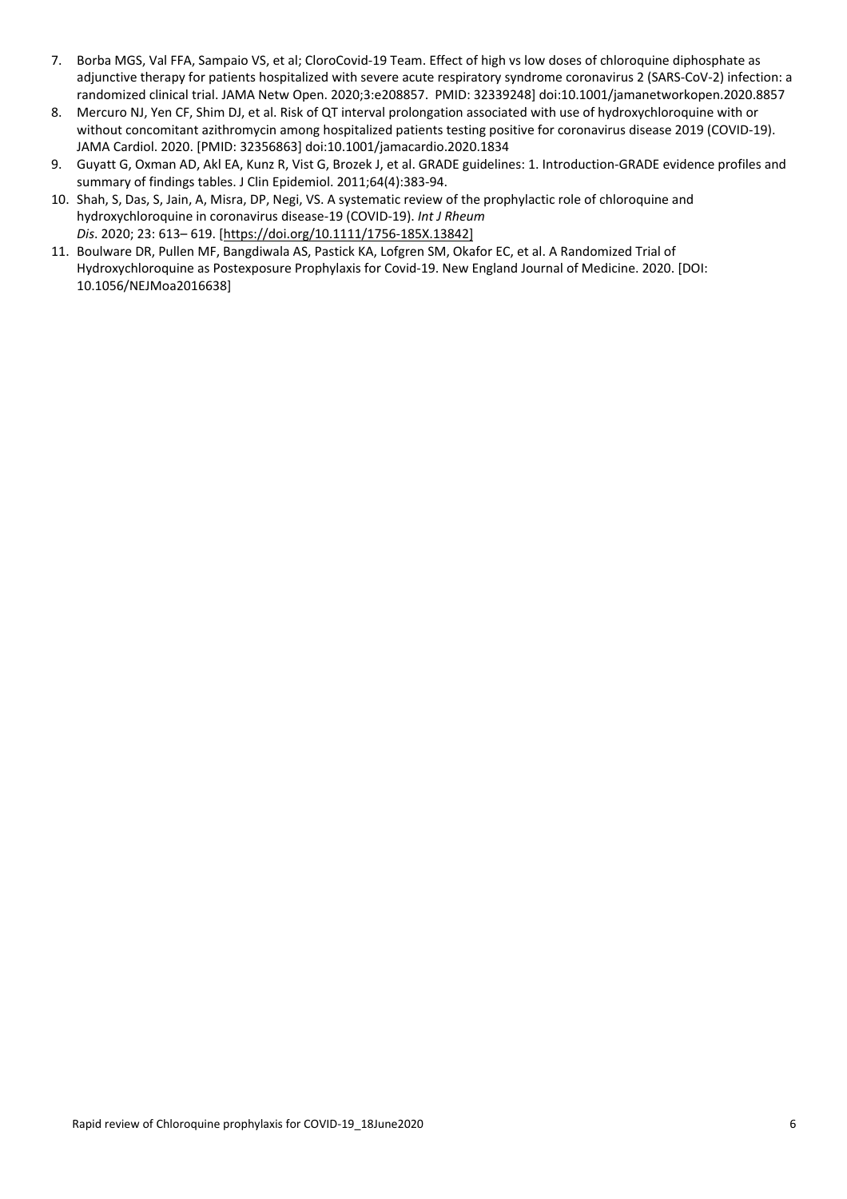7. Borba MGS, Val FFA, Sampaio VS, et al; CloroCovid-19 Team. Effect of high vs low doses of chloroquine diphosphate as adjunctive therapy for patients hospitalized with severe acute respiratory syndrome coronavirus 2 (SARS-CoV-2) infection: a randomized clinical trial. JAMA Netw Open. 2020;3:e208857. PMID: 32339248] doi:10.1001/jamanetworkopen.2020.8857
8. Mercuro NJ, Yen CF, Shim DJ, et al. Risk of QT interval prolongation associated with use of hydroxychloroquine with or without concomitant azithromycin among hospitalized patients testing positive for coronavirus disease 2019 (COVID-19). JAMA Cardiol. 2020. [PMID: 32356863] doi:10.1001/jamacardio.2020.1834
9. Guyatt G, Oxman AD, Akl EA, Kunz R, Vist G, Brozek J, et al. GRADE guidelines: 1. Introduction-GRADE evidence profiles and summary of findings tables. J Clin Epidemiol. 2011;64(4):383-94.
10. Shah, S, Das, S, Jain, A, Misra, DP, Negi, VS. A systematic review of the prophylactic role of chloroquine and hydroxychloroquine in coronavirus disease-19 (COVID-19). *Int J Rheum Dis*. 2020; 23: 613– 619. [https://doi.org/10.1111/1756-185X.13842]
11. Boulware DR, Pullen MF, Bangdiwala AS, Pastick KA, Lofgren SM, Okafor EC, et al. A Randomized Trial of Hydroxychloroquine as Postexposure Prophylaxis for Covid-19. New England Journal of Medicine. 2020. [DOI: 10.1056/NEJMoa2016638]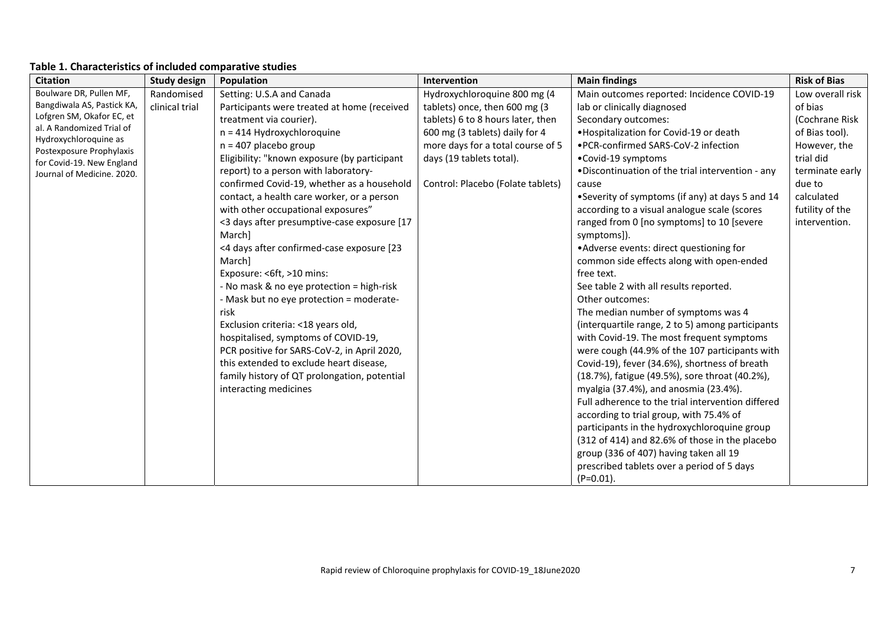**Table 1. Characteristics of included comparative studies**

| Citation | Study design | Population | Intervention | Main findings | Risk of Bias |
|---|---|---|---|---|---|
| Boulware DR, Pullen MF, Bangdiwala AS, Pastick KA, Lofgren SM, Okafor EC, et al. A Randomized Trial of Hydroxychloroquine as Postexposure Prophylaxis for Covid-19. New England Journal of Medicine. 2020. | Randomised clinical trial | Setting: U.S.A and Canada<br>Participants were treated at home (received treatment via courier).<br>n = 414 Hydroxychloroquine<br>n = 407 placebo group<br>Eligibility: "known exposure (by participant report) to a person with laboratory-confirmed Covid-19, whether as a household contact, a health care worker, or a person with other occupational exposures"<br><3 days after presumptive-case exposure [17 March]<br><4 days after confirmed-case exposure [23 March]<br>Exposure: <6ft, >10 mins:<br>- No mask & no eye protection = high-risk<br>- Mask but no eye protection = moderate-risk<br>Exclusion criteria: <18 years old, hospitalised, symptoms of COVID-19, PCR positive for SARS-CoV-2, in April 2020, this extended to exclude heart disease, family history of QT prolongation, potential interacting medicines | Hydroxychloroquine 800 mg (4 tablets) once, then 600 mg (3 tablets) 6 to 8 hours later, then 600 mg (3 tablets) daily for 4 more days for a total course of 5 days (19 tablets total).<br><br>Control: Placebo (Folate tablets) | Main outcomes reported: Incidence COVID-19 lab or clinically diagnosed<br>Secondary outcomes:<br>•Hospitalization for Covid-19 or death<br>•PCR-confirmed SARS-CoV-2 infection<br>•Covid-19 symptoms<br>•Discontinuation of the trial intervention - any cause<br>•Severity of symptoms (if any) at days 5 and 14 according to a visual analogue scale (scores ranged from 0 [no symptoms] to 10 [severe symptoms]).<br>•Adverse events: direct questioning for common side effects along with open-ended free text.<br>See table 2 with all results reported.<br>Other outcomes:<br>The median number of symptoms was 4 (interquartile range, 2 to 5) among participants with Covid-19. The most frequent symptoms were cough (44.9% of the 107 participants with Covid-19), fever (34.6%), shortness of breath (18.7%), fatigue (49.5%), sore throat (40.2%), myalgia (37.4%), and anosmia (23.4%).<br>Full adherence to the trial intervention differed according to trial group, with 75.4% of participants in the hydroxychloroquine group (312 of 414) and 82.6% of those in the placebo group (336 of 407) having taken all 19 prescribed tablets over a period of 5 days (P=0.01). | Low overall risk of bias (Cochrane Risk of Bias tool). However, the trial did terminate early due to calculated futility of the intervention. |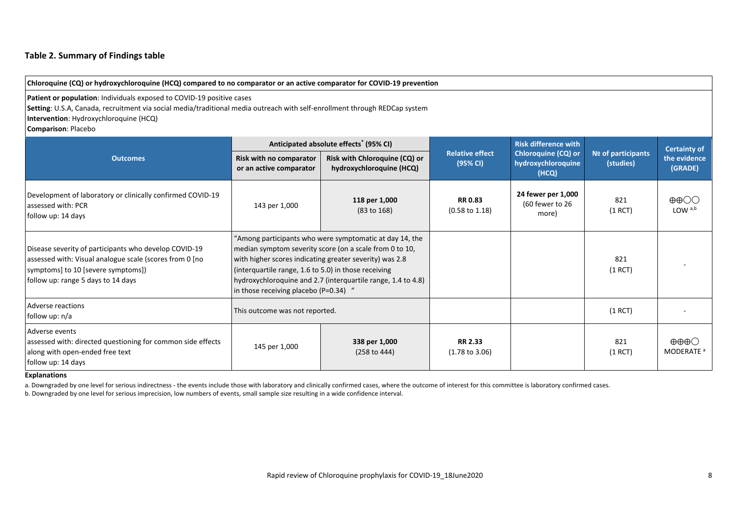### Table 2. Summary of Findings table

**Chloroquine (CQ) or hydroxychloroquine (HCQ) compared to no comparator or an active comparator for COVID-19 prevention**

**Patient or population**: Individuals exposed to COVID-19 positive cases
**Setting**: U.S.A, Canada, recruitment via social media/traditional media outreach with self-enrollment through REDCap system
**Intervention**: Hydroxychloroquine (HCQ)
**Comparison**: Placebo

| Outcomes | Anticipated absolute effects* (95% CI) | | Relative effect (95% CI) | Risk difference with Chloroquine (CQ) or hydroxychloroquine (HCQ) | № of participants (studies) | Certainty of the evidence (GRADE) |
|---|---|---|---|---|---|---|
| | Risk with no comparator or an active comparator | Risk with Chloroquine (CQ) or hydroxychloroquine (HCQ) | | | | |
| Development of laboratory or clinically confirmed COVID-19 assessed with: PCR follow up: 14 days | 143 per 1,000 | **118 per 1,000** (83 to 168) | **RR 0.83** (0.58 to 1.18) | **24 fewer per 1,000** (60 fewer to 26 more) | 821 (1 RCT) | ⊕⊕◯◯ LOW [a,b] |
| Disease severity of participants who develop COVID-19 assessed with: Visual analogue scale (scores from 0 [no symptoms] to 10 [severe symptoms]) follow up: range 5 days to 14 days | "Among participants who were symptomatic at day 14, the median symptom severity score (on a scale from 0 to 10, with higher scores indicating greater severity) was 2.8 (interquartile range, 1.6 to 5.0) in those receiving hydroxychloroquine and 2.7 (interquartile range, 1.4 to 4.8) in those receiving placebo (P=0.34) " | | | | 821 (1 RCT) | - |
| Adverse reactions follow up: n/a | This outcome was not reported. | | | | (1 RCT) | - |
| Adverse events assessed with: directed questioning for common side effects along with open-ended free text follow up: 14 days | 145 per 1,000 | **338 per 1,000** (258 to 444) | **RR 2.33** (1.78 to 3.06) | | 821 (1 RCT) | ⊕⊕⊕◯ MODERATE [a] |

**Explanations**

a. Downgraded by one level for serious indirectness - the events include those with laboratory and clinically confirmed cases, where the outcome of interest for this committee is laboratory confirmed cases.
b. Downgraded by one level for serious imprecision, low numbers of events, small sample size resulting in a wide confidence interval.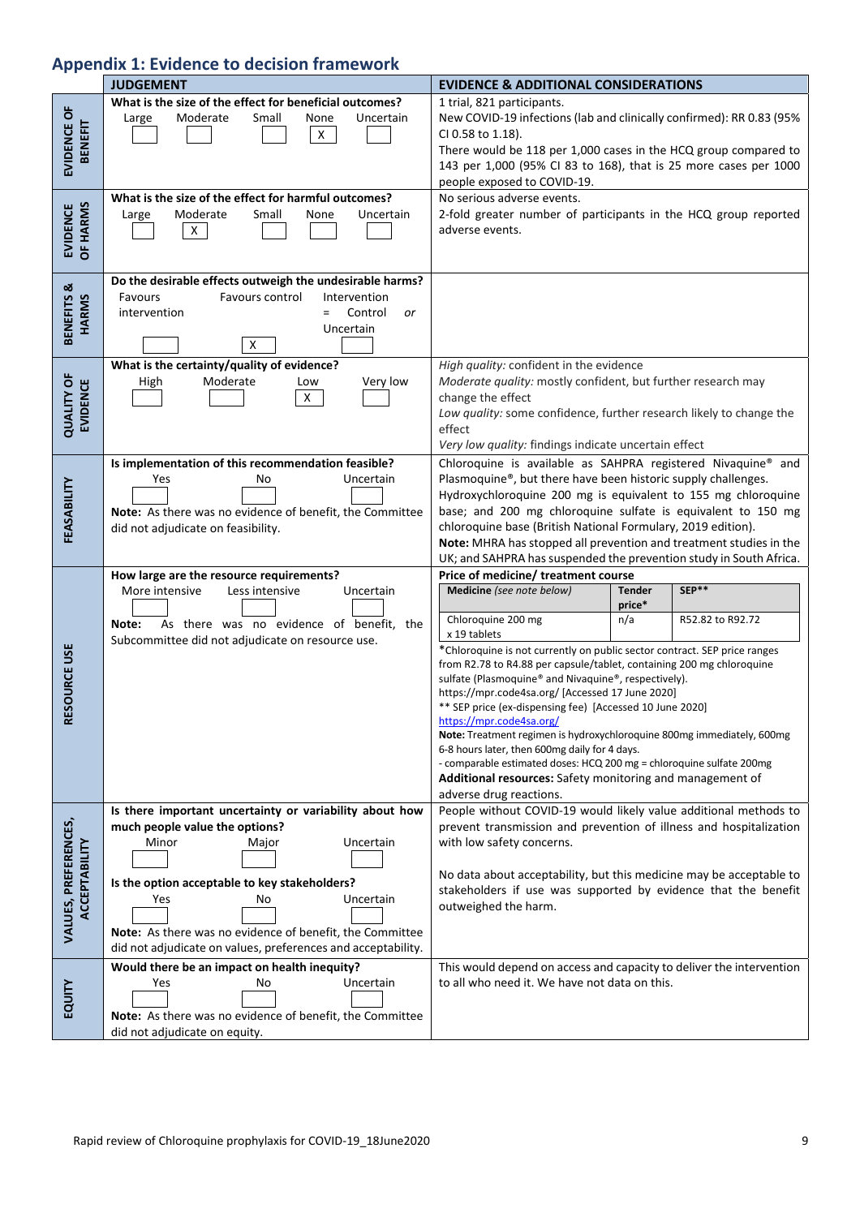## Appendix 1: Evidence to decision framework

| | JUDGEMENT | EVIDENCE & ADDITIONAL CONSIDERATIONS |
|---|---|---|
| **EVIDENCE OF BENEFIT** | **What is the size of the effect for beneficial outcomes?**<br>Large [ ] Moderate [ ] Small [ ] None [X] Uncertain [ ] | 1 trial, 821 participants.<br>New COVID-19 infections (lab and clinically confirmed): RR 0.83 (95% CI 0.58 to 1.18).<br>There would be 118 per 1,000 cases in the HCQ group compared to 143 per 1,000 (95% CI 83 to 168), that is 25 more cases per 1000 people exposed to COVID-19. |
| **EVIDENCE OF HARMS** | **What is the size of the effect for harmful outcomes?**<br>Large [ ] Moderate [X] Small [ ] None [ ] Uncertain [ ] | No serious adverse events.<br>2-fold greater number of participants in the HCQ group reported adverse events. |
| **BENEFITS & HARMS** | **Do the desirable effects outweigh the undesirable harms?**<br>Favours intervention [ ] Favours control [X] Intervention = Control *or* Uncertain [ ] | |
| **QUALITY OF EVIDENCE** | **What is the certainty/quality of evidence?**<br>High [ ] Moderate [ ] Low [X] Very low [ ] | *High quality:* confident in the evidence<br>*Moderate quality:* mostly confident, but further research may change the effect<br>*Low quality:* some confidence, further research likely to change the effect<br>*Very low quality:* findings indicate uncertain effect |
| **FEASABILITY** | **Is implementation of this recommendation feasible?**<br>Yes [ ] No [ ] Uncertain [ ]<br>**Note:** As there was no evidence of benefit, the Committee did not adjudicate on feasibility. | Chloroquine is available as SAHPRA registered Nivaquine® and Plasmoquine®, but there have been historic supply challenges.<br>Hydroxychloroquine 200 mg is equivalent to 155 mg chloroquine base; and 200 mg chloroquine sulfate is equivalent to 150 mg chloroquine base (British National Formulary, 2019 edition).<br>**Note:** MHRA has stopped all prevention and treatment studies in the UK; and SAHPRA has suspended the prevention study in South Africa. |
| **RESOURCE USE** | **How large are the resource requirements?**<br>More intensive [ ] Less intensive [ ] Uncertain [ ]<br>**Note:** As there was no evidence of benefit, the Subcommittee did not adjudicate on resource use. | **Price of medicine/ treatment course**<br>Medicine *(see note below)* / Tender price* / SEP**:<br>Chloroquine 200 mg x 19 tablets / n/a / R52.82 to R92.72<br>*Chloroquine is not currently on public sector contract. SEP price ranges from R2.78 to R4.88 per capsule/tablet, containing 200 mg chloroquine sulfate (Plasmoquine® and Nivaquine®, respectively). https://mpr.code4sa.org/ [Accessed 17 June 2020]<br>** SEP price (ex-dispensing fee) [Accessed 10 June 2020] https://mpr.code4sa.org/<br>**Note:** Treatment regimen is hydroxychloroquine 800mg immediately, 600mg 6-8 hours later, then 600mg daily for 4 days.<br>- comparable estimated doses: HCQ 200 mg = chloroquine sulfate 200mg<br>**Additional resources:** Safety monitoring and management of adverse drug reactions. |
| **VALUES, PREFERENCES, ACCEPTABILITY** | **Is there important uncertainty or variability about how much people value the options?**<br>Minor [ ] Major [ ] Uncertain [ ]<br>**Is the option acceptable to key stakeholders?**<br>Yes [ ] No [ ] Uncertain [ ]<br>**Note:** As there was no evidence of benefit, the Committee did not adjudicate on values, preferences and acceptability. | People without COVID-19 would likely value additional methods to prevent transmission and prevention of illness and hospitalization with low safety concerns.<br>No data about acceptability, but this medicine may be acceptable to stakeholders if use was supported by evidence that the benefit outweighed the harm. |
| **EQUITY** | **Would there be an impact on health inequity?**<br>Yes [ ] No [ ] Uncertain [ ]<br>**Note:** As there was no evidence of benefit, the Committee did not adjudicate on equity. | This would depend on access and capacity to deliver the intervention to all who need it. We have not data on this. |

Rapid review of Chloroquine prophylaxis for COVID-19_18June2020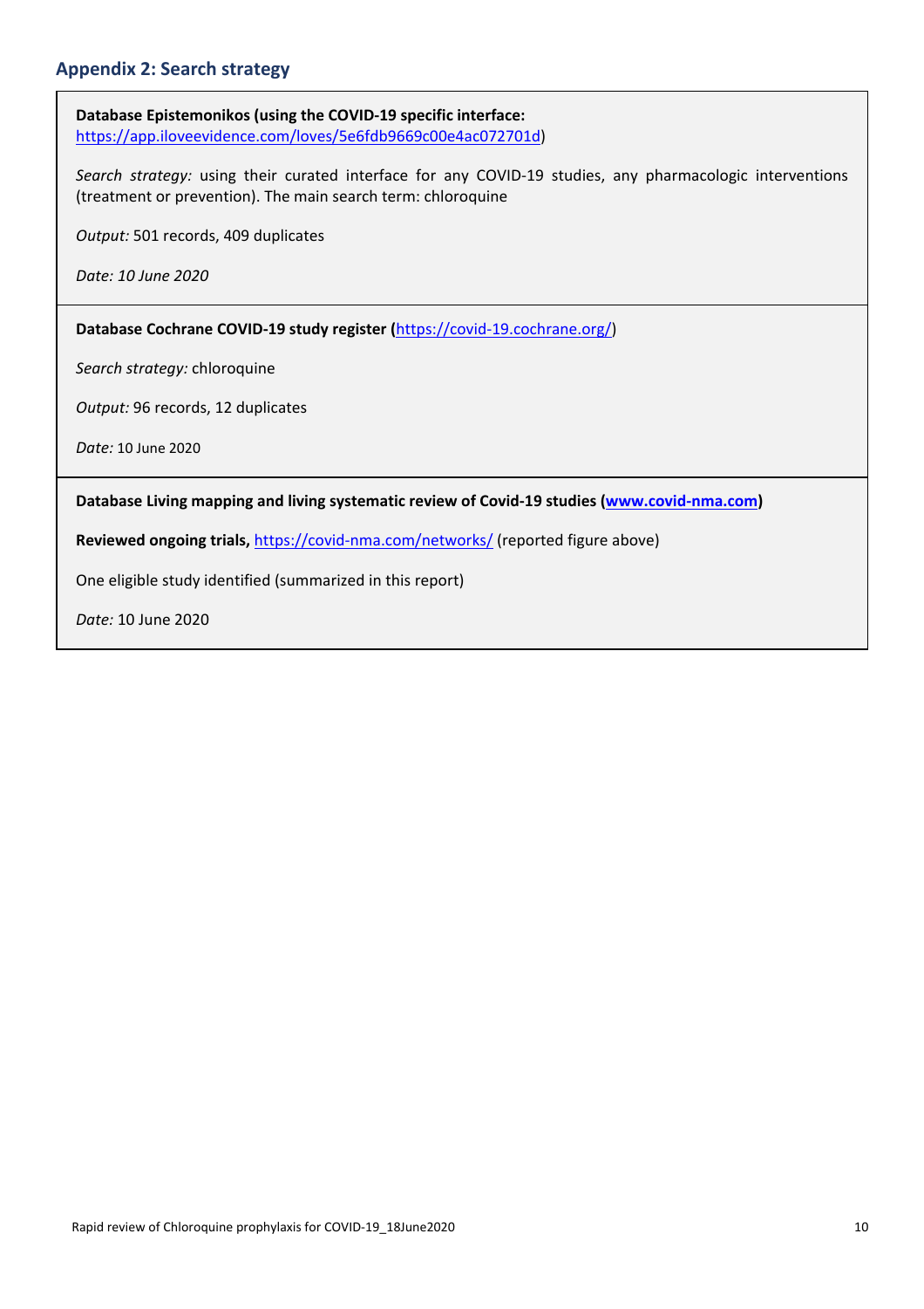## Appendix 2: Search strategy

**Database Epistemonikos (using the COVID-19 specific interface:** [https://app.iloveevidence.com/loves/5e6fdb9669c00e4ac072701d](https://app.iloveevidence.com/loves/5e6fdb9669c00e4ac072701d))

*Search strategy:* using their curated interface for any COVID-19 studies, any pharmacologic interventions (treatment or prevention). The main search term: chloroquine

*Output:* 501 records, 409 duplicates

*Date: 10 June 2020*

---

**Database Cochrane COVID-19 study register (**[https://covid-19.cochrane.org/](https://covid-19.cochrane.org/))

*Search strategy:* chloroquine

*Output:* 96 records, 12 duplicates

*Date:* 10 June 2020

---

**Database Living mapping and living systematic review of Covid-19 studies ([www.covid-nma.com](www.covid-nma.com))**

**Reviewed ongoing trials,** [https://covid-nma.com/networks/](https://covid-nma.com/networks/) (reported figure above)

One eligible study identified (summarized in this report)

*Date:* 10 June 2020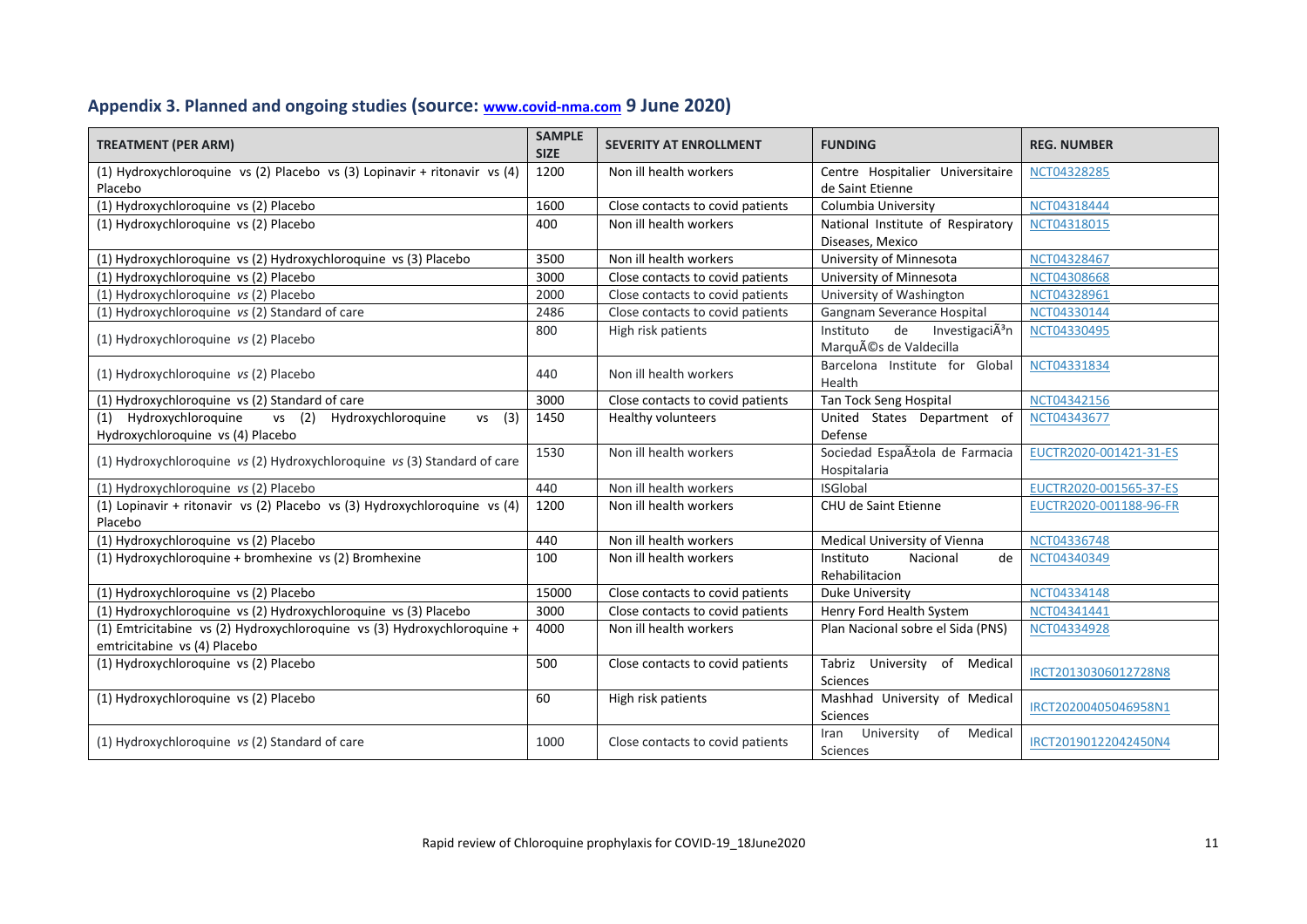## Appendix 3. Planned and ongoing studies (source: www.covid-nma.com 9 June 2020)

| TREATMENT (PER ARM) | SAMPLE SIZE | SEVERITY AT ENROLLMENT | FUNDING | REG. NUMBER |
|---|---|---|---|---|
| (1) Hydroxychloroquine vs (2) Placebo vs (3) Lopinavir + ritonavir vs (4) Placebo | 1200 | Non ill health workers | Centre Hospitalier Universitaire de Saint Etienne | NCT04328285 |
| (1) Hydroxychloroquine vs (2) Placebo | 1600 | Close contacts to covid patients | Columbia University | NCT04318444 |
| (1) Hydroxychloroquine vs (2) Placebo | 400 | Non ill health workers | National Institute of Respiratory Diseases, Mexico | NCT04318015 |
| (1) Hydroxychloroquine vs (2) Hydroxychloroquine vs (3) Placebo | 3500 | Non ill health workers | University of Minnesota | NCT04328467 |
| (1) Hydroxychloroquine vs (2) Placebo | 3000 | Close contacts to covid patients | University of Minnesota | NCT04308668 |
| (1) Hydroxychloroquine *vs* (2) Placebo | 2000 | Close contacts to covid patients | University of Washington | NCT04328961 |
| (1) Hydroxychloroquine *vs* (2) Standard of care | 2486 | Close contacts to covid patients | Gangnam Severance Hospital | NCT04330144 |
| (1) Hydroxychloroquine *vs* (2) Placebo | 800 | High risk patients | Instituto de InvestigaciÃ³n MarquÃ©s de Valdecilla | NCT04330495 |
| (1) Hydroxychloroquine *vs* (2) Placebo | 440 | Non ill health workers | Barcelona Institute for Global Health | NCT04331834 |
| (1) Hydroxychloroquine vs (2) Standard of care | 3000 | Close contacts to covid patients | Tan Tock Seng Hospital | NCT04342156 |
| (1) Hydroxychloroquine vs (2) Hydroxychloroquine vs (3) Hydroxychloroquine vs (4) Placebo | 1450 | Healthy volunteers | United States Department of Defense | NCT04343677 |
| (1) Hydroxychloroquine *vs* (2) Hydroxychloroquine *vs* (3) Standard of care | 1530 | Non ill health workers | Sociedad EspaÃ±ola de Farmacia Hospitalaria | EUCTR2020-001421-31-ES |
| (1) Hydroxychloroquine *vs* (2) Placebo | 440 | Non ill health workers | ISGlobal | EUCTR2020-001565-37-ES |
| (1) Lopinavir + ritonavir vs (2) Placebo vs (3) Hydroxychloroquine vs (4) Placebo | 1200 | Non ill health workers | CHU de Saint Etienne | EUCTR2020-001188-96-FR |
| (1) Hydroxychloroquine vs (2) Placebo | 440 | Non ill health workers | Medical University of Vienna | NCT04336748 |
| (1) Hydroxychloroquine + bromhexine vs (2) Bromhexine | 100 | Non ill health workers | Instituto Nacional de Rehabilitacion | NCT04340349 |
| (1) Hydroxychloroquine vs (2) Placebo | 15000 | Close contacts to covid patients | Duke University | NCT04334148 |
| (1) Hydroxychloroquine vs (2) Hydroxychloroquine vs (3) Placebo | 3000 | Close contacts to covid patients | Henry Ford Health System | NCT04341441 |
| (1) Emtricitabine vs (2) Hydroxychloroquine vs (3) Hydroxychloroquine + emtricitabine vs (4) Placebo | 4000 | Non ill health workers | Plan Nacional sobre el Sida (PNS) | NCT04334928 |
| (1) Hydroxychloroquine vs (2) Placebo | 500 | Close contacts to covid patients | Tabriz University of Medical Sciences | IRCT20130306012728N8 |
| (1) Hydroxychloroquine vs (2) Placebo | 60 | High risk patients | Mashhad University of Medical Sciences | IRCT20200405046958N1 |
| (1) Hydroxychloroquine *vs* (2) Standard of care | 1000 | Close contacts to covid patients | Iran University of Medical Sciences | IRCT20190122042450N4 |